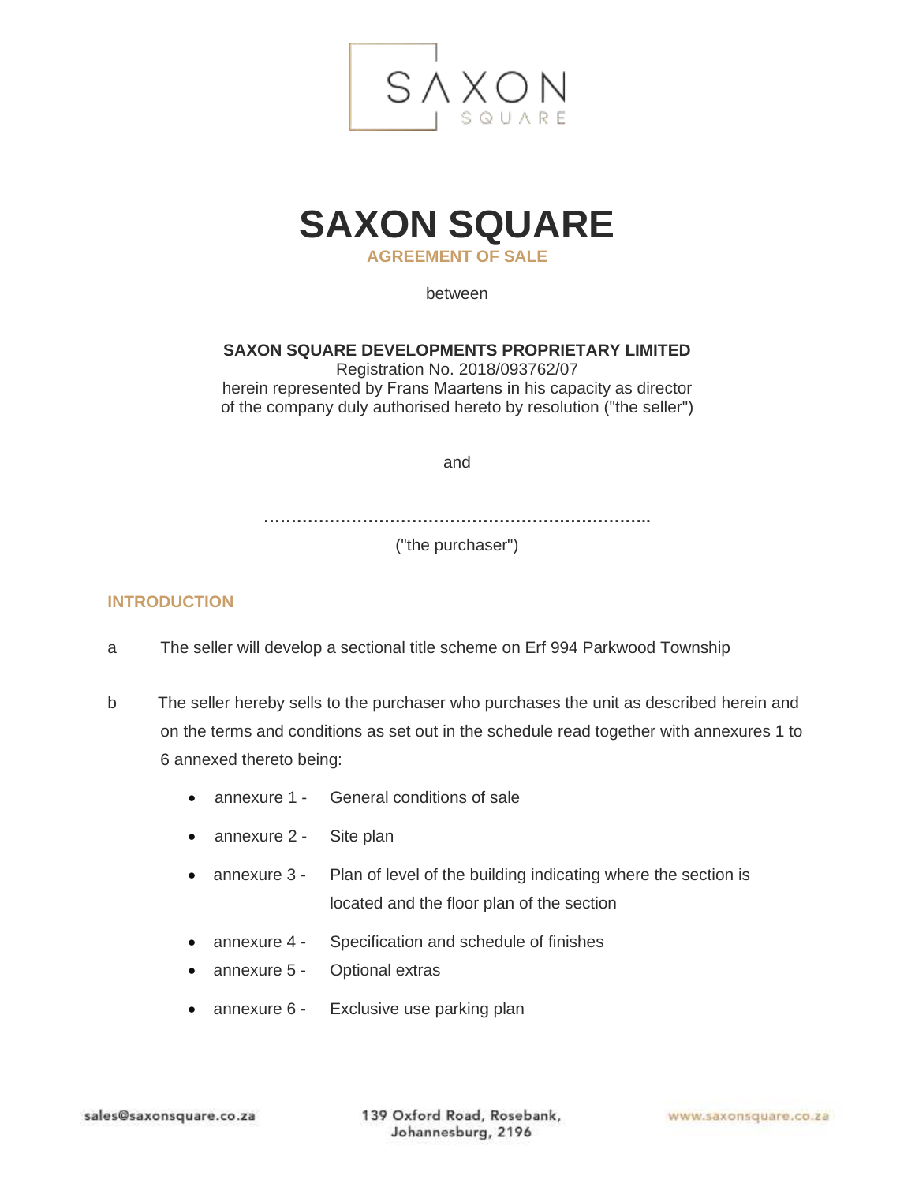# SAXON SQUARE

## AGREEMENT OF SALE

between

**SAXON SQUARE DEVELOPMENTS PROPRIETARY LIMITED**
Registration No. 2018/093762/07
herein represented by Frans Maartens in his capacity as director
of the company duly authorised hereto by resolution ("the seller")

and

........................................................................

("the purchaser")

## INTRODUCTION

a The seller will develop a sectional title scheme on Erf 994 Parkwood Township

b The seller hereby sells to the purchaser who purchases the unit as described herein and on the terms and conditions as set out in the schedule read together with annexures 1 to 6 annexed thereto being:

- annexure 1 - General conditions of sale
- annexure 2 - Site plan
- annexure 3 - Plan of level of the building indicating where the section is located and the floor plan of the section
- annexure 4 - Specification and schedule of finishes
- annexure 5 - Optional extras
- annexure 6 - Exclusive use parking plan

sales@saxonsquare.co.za

139 Oxford Road, Rosebank, Johannesburg, 2196

www.saxonsquare.co.za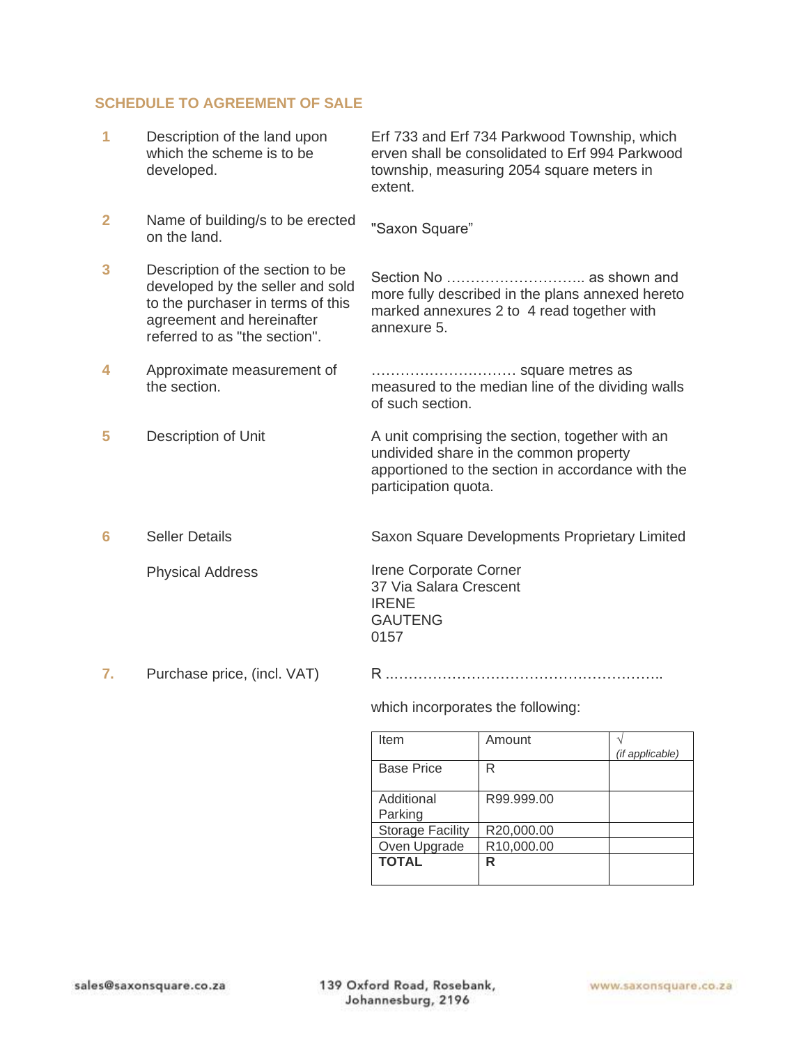## SCHEDULE TO AGREEMENT OF SALE

| | | |
|---|---|---|
| **1** | Description of the land upon which the scheme is to be developed. | Erf 733 and Erf 734 Parkwood Township, which erven shall be consolidated to Erf 994 Parkwood township, measuring 2054 square meters in extent. |
| **2** | Name of building/s to be erected on the land. | "Saxon Square" |
| **3** | Description of the section to be developed by the seller and sold to the purchaser in terms of this agreement and hereinafter referred to as "the section". | Section No ……………………….. as shown and more fully described in the plans annexed hereto marked annexures 2 to 4 read together with annexure 5. |
| **4** | Approximate measurement of the section. | ………………………… square metres as measured to the median line of the dividing walls of such section. |
| **5** | Description of Unit | A unit comprising the section, together with an undivided share in the common property apportioned to the section in accordance with the participation quota. |
| **6** | Seller Details | Saxon Square Developments Proprietary Limited |
| | Physical Address | Irene Corporate Corner<br>37 Via Salara Crescent<br>IRENE<br>GAUTENG<br>0157 |
| **7.** | Purchase price, (incl. VAT) | R ………………………………………………….. |

which incorporates the following:

| Item | Amount | √ *(if applicable)* |
|---|---|---|
| Base Price | R | |
| Additional Parking | R99.999.00 | |
| Storage Facility | R20,000.00 | |
| Oven Upgrade | R10,000.00 | |
| **TOTAL** | **R** | |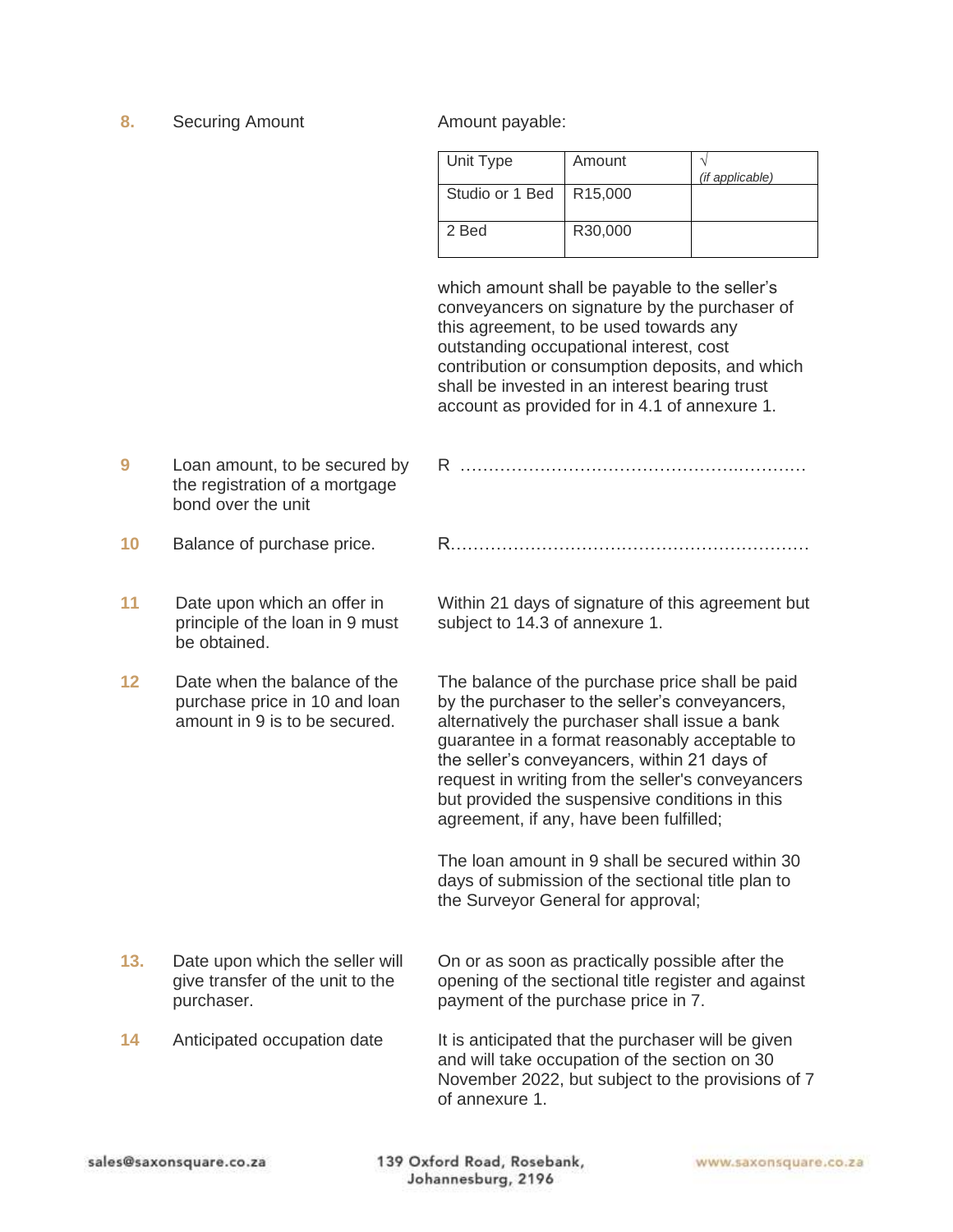**8.** Securing Amount

Amount payable:

| Unit Type | Amount | √ *(if applicable)* |
|---|---|---|
| Studio or 1 Bed | R15,000 | |
| 2 Bed | R30,000 | |

which amount shall be payable to the seller's conveyancers on signature by the purchaser of this agreement, to be used towards any outstanding occupational interest, cost contribution or consumption deposits, and which shall be invested in an interest bearing trust account as provided for in 4.1 of annexure 1.

**9** Loan amount, to be secured by the registration of a mortgage bond over the unit

R ……………………………………………….…………

**10** Balance of purchase price.

R………………………………………………………

**11** Date upon which an offer in principle of the loan in 9 must be obtained.

Within 21 days of signature of this agreement but subject to 14.3 of annexure 1.

**12** Date when the balance of the purchase price in 10 and loan amount in 9 is to be secured.

The balance of the purchase price shall be paid by the purchaser to the seller's conveyancers, alternatively the purchaser shall issue a bank guarantee in a format reasonably acceptable to the seller's conveyancers, within 21 days of request in writing from the seller's conveyancers but provided the suspensive conditions in this agreement, if any, have been fulfilled;

The loan amount in 9 shall be secured within 30 days of submission of the sectional title plan to the Surveyor General for approval;

**13.** Date upon which the seller will give transfer of the unit to the purchaser.

On or as soon as practically possible after the opening of the sectional title register and against payment of the purchase price in 7.

**14** Anticipated occupation date

It is anticipated that the purchaser will be given and will take occupation of the section on 30 November 2022, but subject to the provisions of 7 of annexure 1.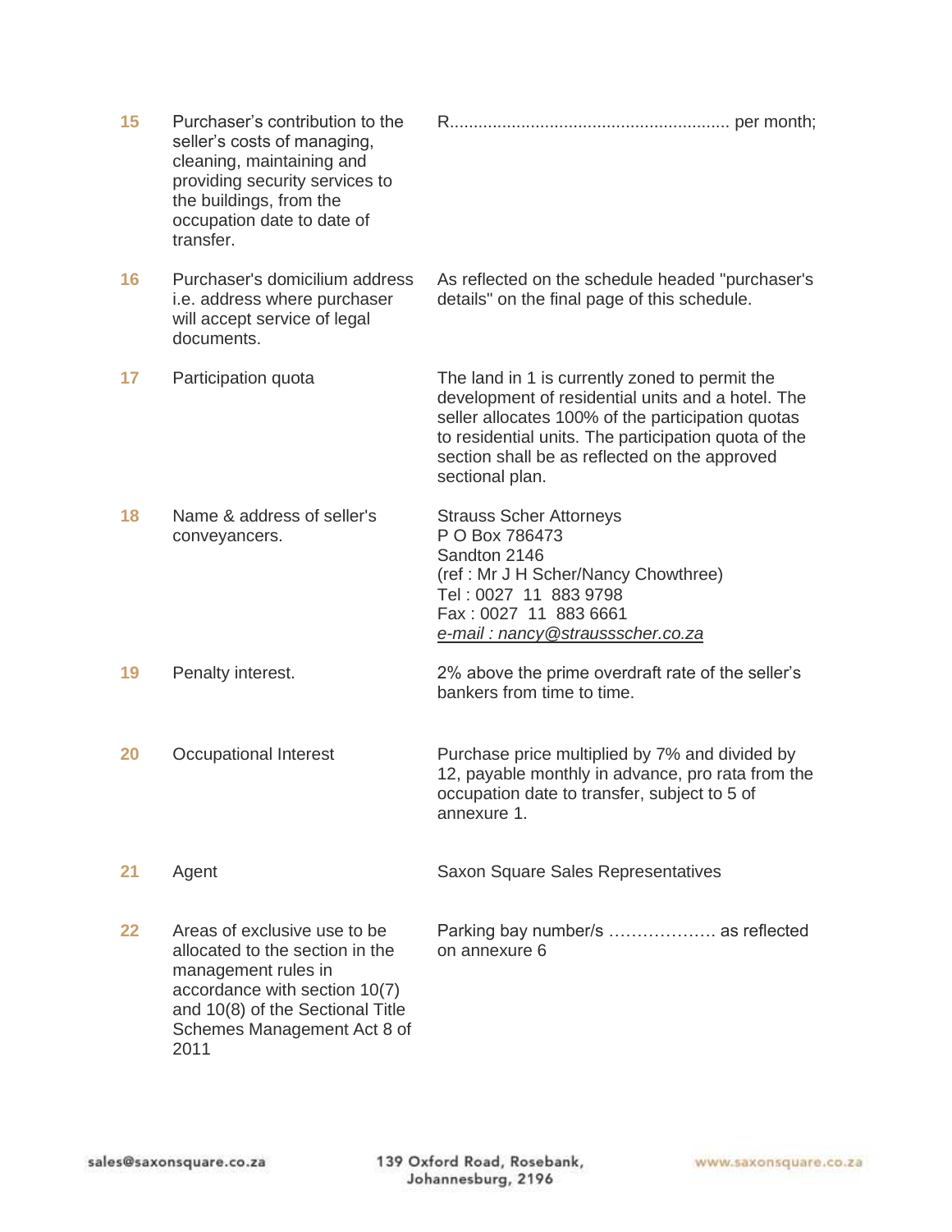| | | |
|---|---|---|
| **15** | Purchaser's contribution to the seller's costs of managing, cleaning, maintaining and providing security services to the buildings, from the occupation date to date of transfer. | R........................................................... per month; |
| **16** | Purchaser's domicilium address i.e. address where purchaser will accept service of legal documents. | As reflected on the schedule headed "purchaser's details" on the final page of this schedule. |
| **17** | Participation quota | The land in 1 is currently zoned to permit the development of residential units and a hotel. The seller allocates 100% of the participation quotas to residential units. The participation quota of the section shall be as reflected on the approved sectional plan. |
| **18** | Name & address of seller's conveyancers. | Strauss Scher Attorneys<br>P O Box 786473<br>Sandton 2146<br>(ref : Mr J H Scher/Nancy Chowthree)<br>Tel : 0027 11 883 9798<br>Fax : 0027 11 883 6661<br>*e-mail : nancy@straussscher.co.za* |
| **19** | Penalty interest. | 2% above the prime overdraft rate of the seller's bankers from time to time. |
| **20** | Occupational Interest | Purchase price multiplied by 7% and divided by 12, payable monthly in advance, pro rata from the occupation date to transfer, subject to 5 of annexure 1. |
| **21** | Agent | Saxon Square Sales Representatives |
| **22** | Areas of exclusive use to be allocated to the section in the management rules in accordance with section 10(7) and 10(8) of the Sectional Title Schemes Management Act 8 of 2011 | Parking bay number/s ………………. as reflected on annexure 6 |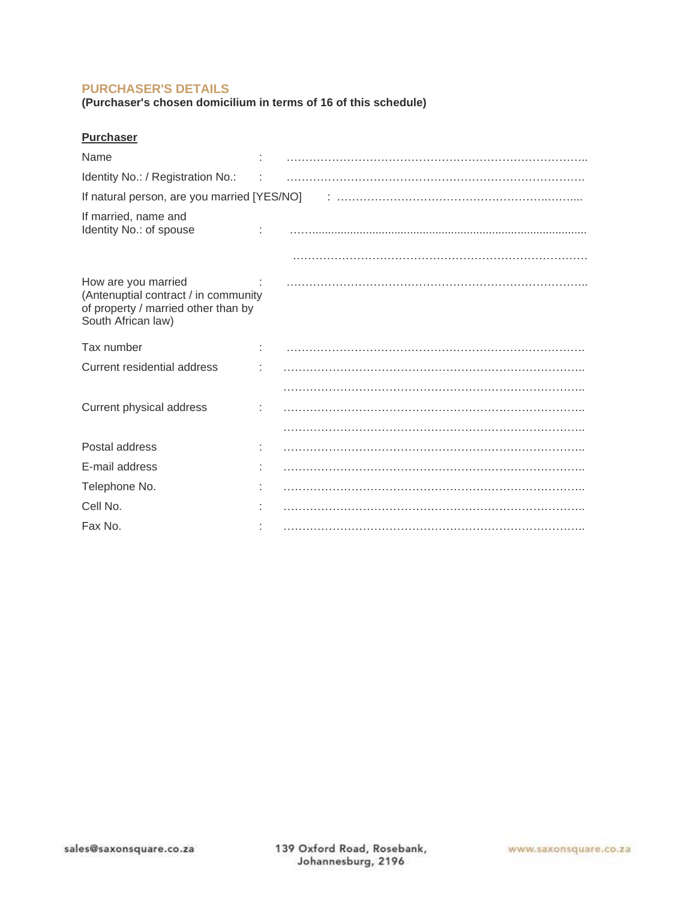## PURCHASER'S DETAILS

**(Purchaser's chosen domicilium in terms of 16 of this schedule)**

**Purchaser**

Name : ……………………………………………………………………………..

Identity No.: / Registration No.: : ……………………………………………………………………………

If natural person, are you married [YES/NO] : ………………………………………………………..……....

If married, name and Identity No.: of spouse : ……..........................................................................................

……………………………………………………………………………

How are you married (Antenuptial contract / in community of property / married other than by South African law) : ……………………………………………………………………………..

Tax number : ……………………………………………………………………………

Current residential address : ……………………………………………………………………………..

……………………………………………………………………………..

Current physical address : ……………………………………………………………………………..

……………………………………………………………………………..

Postal address : ……………………………………………………………………………..

E-mail address : ……………………………………………………………………………..

Telephone No. : ……………………………………………………………………………..

Cell No. : ……………………………………………………………………………..

Fax No. : ……………………………………………………………………………..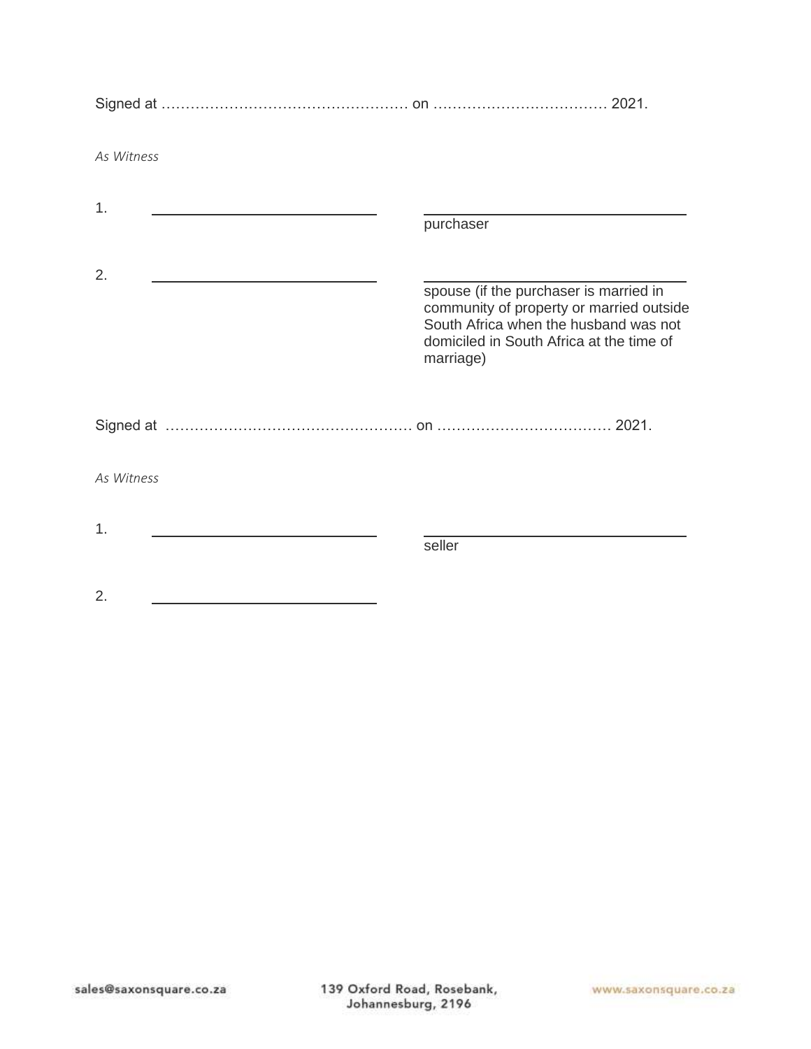Signed at …………………………………………… on ……………………………… 2021.

*As Witness*

1. \_\_\_\_\_\_\_\_\_\_\_\_\_\_\_\_\_\_\_\_\_\_\_\_\_\_\_\_ \_\_\_\_\_\_\_\_\_\_\_\_\_\_\_\_\_\_\_\_\_\_\_\_\_\_\_\_\_\_\_\_
   purchaser

2. \_\_\_\_\_\_\_\_\_\_\_\_\_\_\_\_\_\_\_\_\_\_\_\_\_\_\_\_ \_\_\_\_\_\_\_\_\_\_\_\_\_\_\_\_\_\_\_\_\_\_\_\_\_\_\_\_\_\_\_\_
   spouse (if the purchaser is married in community of property or married outside South Africa when the husband was not domiciled in South Africa at the time of marriage)

Signed at …………………………………………… on ……………………………… 2021.

*As Witness*

1. \_\_\_\_\_\_\_\_\_\_\_\_\_\_\_\_\_\_\_\_\_\_\_\_\_\_\_\_ \_\_\_\_\_\_\_\_\_\_\_\_\_\_\_\_\_\_\_\_\_\_\_\_\_\_\_\_\_\_\_\_
   seller

2. \_\_\_\_\_\_\_\_\_\_\_\_\_\_\_\_\_\_\_\_\_\_\_\_\_\_\_\_